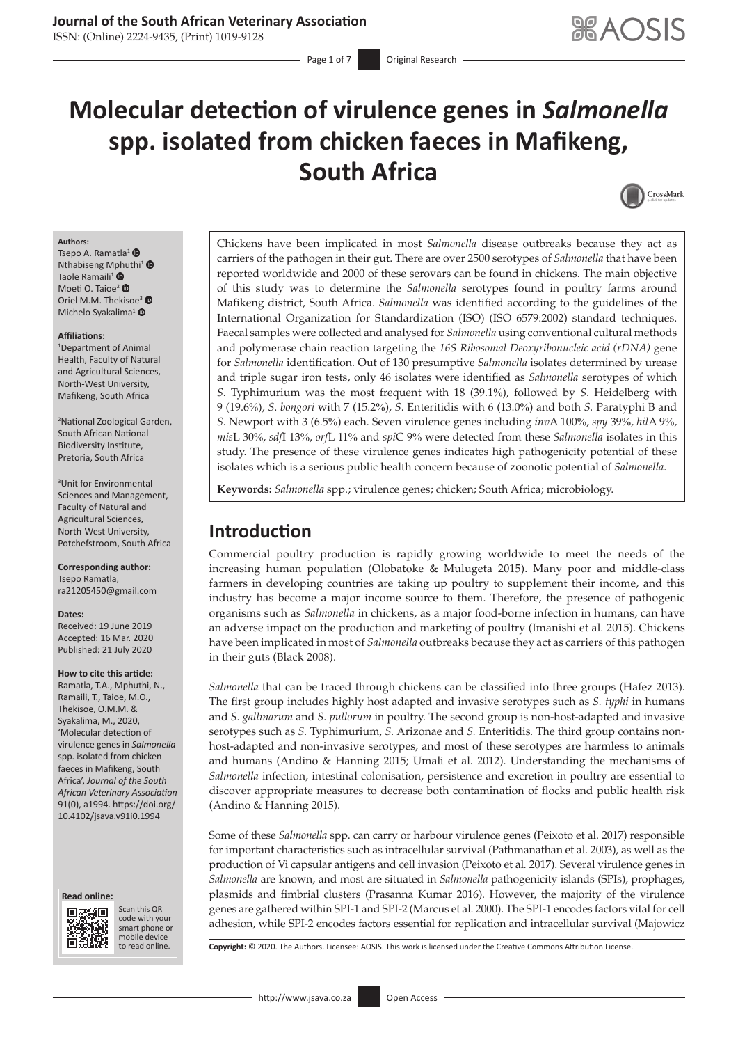# Molecular detection of virulence genes in *Salmonella* spp. isolated from chicken faeces in Mafikeng, South Africa

**Authors:**
Tsepo A. Ramatla[1]
Nthabiseng Mphuthi[1]
Taole Ramaili[1]
Moeti O. Taioe[2]
Oriel M.M. Thekisoe[3]
Michelo Syakalima[1]

**Affiliations:**
[1]Department of Animal Health, Faculty of Natural and Agricultural Sciences, North-West University, Mafikeng, South Africa

[2]National Zoological Garden, South African National Biodiversity Institute, Pretoria, South Africa

[3]Unit for Environmental Sciences and Management, Faculty of Natural and Agricultural Sciences, North-West University, Potchefstroom, South Africa

**Corresponding author:**
Tsepo Ramatla,
ra21205450@gmail.com

**Dates:**
Received: 19 June 2019
Accepted: 16 Mar. 2020
Published: 21 July 2020

**How to cite this article:**
Ramatla, T.A., Mphuthi, N., Ramaili, T., Taioe, M.O., Thekisoe, O.M.M. & Syakalima, M., 2020, 'Molecular detection of virulence genes in *Salmonella* spp. isolated from chicken faeces in Mafikeng, South Africa', *Journal of the South African Veterinary Association* 91(0), a1994. https://doi.org/10.4102/jsava.v91i0.1994

Chickens have been implicated in most *Salmonella* disease outbreaks because they act as carriers of the pathogen in their gut. There are over 2500 serotypes of *Salmonella* that have been reported worldwide and 2000 of these serovars can be found in chickens. The main objective of this study was to determine the *Salmonella* serotypes found in poultry farms around Mafikeng district, South Africa. *Salmonella* was identified according to the guidelines of the International Organization for Standardization (ISO) (ISO 6579:2002) standard techniques. Faecal samples were collected and analysed for *Salmonella* using conventional cultural methods and polymerase chain reaction targeting the *16S Ribosomal Deoxyribonucleic acid (rDNA)* gene for *Salmonella* identification. Out of 130 presumptive *Salmonella* isolates determined by urease and triple sugar iron tests, only 46 isolates were identified as *Salmonella* serotypes of which *S.* Typhimurium was the most frequent with 18 (39.1%), followed by *S.* Heidelberg with 9 (19.6%), *S. bongori* with 7 (15.2%), *S.* Enteritidis with 6 (13.0%) and both *S.* Paratyphi B and *S.* Newport with 3 (6.5%) each. Seven virulence genes including *invA* 100%, *spy* 39%, *hilA* 9%, *misL* 30%, *sdfI* 13%, *orfL* 11% and *spiC* 9% were detected from these *Salmonella* isolates in this study. The presence of these virulence genes indicates high pathogenicity potential of these isolates which is a serious public health concern because of zoonotic potential of *Salmonella*.

**Keywords:** *Salmonella* spp.; virulence genes; chicken; South Africa; microbiology.

## Introduction

Commercial poultry production is rapidly growing worldwide to meet the needs of the increasing human population (Olobatoke & Mulugeta 2015). Many poor and middle-class farmers in developing countries are taking up poultry to supplement their income, and this industry has become a major income source to them. Therefore, the presence of pathogenic organisms such as *Salmonella* in chickens, as a major food-borne infection in humans, can have an adverse impact on the production and marketing of poultry (Imanishi et al. 2015). Chickens have been implicated in most of *Salmonella* outbreaks because they act as carriers of this pathogen in their guts (Black 2008).

*Salmonella* that can be traced through chickens can be classified into three groups (Hafez 2013). The first group includes highly host adapted and invasive serotypes such as *S. typhi* in humans and *S. gallinarum* and *S. pullorum* in poultry. The second group is non-host-adapted and invasive serotypes such as *S.* Typhimurium, *S.* Arizonae and *S.* Enteritidis. The third group contains non-host-adapted and non-invasive serotypes, and most of these serotypes are harmless to animals and humans (Andino & Hanning 2015; Umali et al. 2012). Understanding the mechanisms of *Salmonella* infection, intestinal colonisation, persistence and excretion in poultry are essential to discover appropriate measures to decrease both contamination of flocks and public health risk (Andino & Hanning 2015).

Some of these *Salmonella* spp. can carry or harbour virulence genes (Peixoto et al. 2017) responsible for important characteristics such as intracellular survival (Pathmanathan et al. 2003), as well as the production of Vi capsular antigens and cell invasion (Peixoto et al. 2017). Several virulence genes in *Salmonella* are known, and most are situated in *Salmonella* pathogenicity islands (SPIs), prophages, plasmids and fimbrial clusters (Prasanna Kumar 2016). However, the majority of the virulence genes are gathered within SPI-1 and SPI-2 (Marcus et al. 2000). The SPI-1 encodes factors vital for cell adhesion, while SPI-2 encodes factors essential for replication and intracellular survival (Majowicz

**Copyright:** © 2020. The Authors. Licensee: AOSIS. This work is licensed under the Creative Commons Attribution License.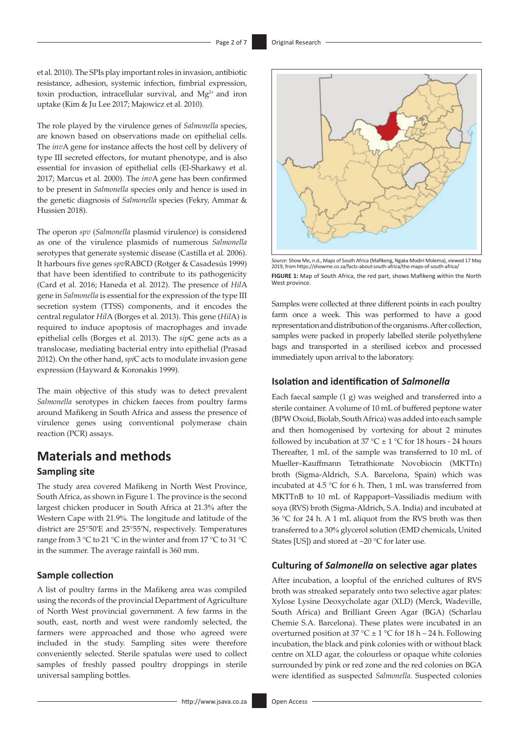et al. 2010). The SPIs play important roles in invasion, antibiotic resistance, adhesion, systemic infection, fimbrial expression, toxin production, intracellular survival, and $Mg^{2+}$ and iron uptake (Kim & Ju Lee 2017; Majowicz et al. 2010).

The role played by the virulence genes of *Salmonella* species, are known based on observations made on epithelial cells. The *inv*A gene for instance affects the host cell by delivery of type III secreted effectors, for mutant phenotype, and is also essential for invasion of epithelial cells (El-Sharkawy et al. 2017; Marcus et al. 2000). The *inv*A gene has been confirmed to be present in *Salmonella* species only and hence is used in the genetic diagnosis of *Salmonella* species (Fekry, Ammar & Hussien 2018).

The operon *spv* (*Salmonella* plasmid virulence) is considered as one of the virulence plasmids of numerous *Salmonella* serotypes that generate systemic disease (Castilla et al. 2006). It harbours five genes *spv*RABCD (Rotger & Casadesús 1999) that have been identified to contribute to its pathogenicity (Card et al. 2016; Haneda et al. 2012). The presence of *Hil*A gene in *Salmonella* is essential for the expression of the type III secretion system (TTSS) components, and it encodes the central regulator *Hil*A (Borges et al. 2013). This gene (*Hil*A) is required to induce apoptosis of macrophages and invade epithelial cells (Borges et al. 2013). The *sip*C gene acts as a translocase, mediating bacterial entry into epithelial (Prasad 2012). On the other hand, *spi*C acts to modulate invasion gene expression (Hayward & Koronakis 1999).

The main objective of this study was to detect prevalent *Salmonella* serotypes in chicken faeces from poultry farms around Mafikeng in South Africa and assess the presence of virulence genes using conventional polymerase chain reaction (PCR) assays.

# Materials and methods

## Sampling site

The study area covered Mafikeng in North West Province, South Africa, as shown in Figure 1. The province is the second largest chicken producer in South Africa at 21.3% after the Western Cape with 21.9%. The longitude and latitude of the district are 25°50′E and 25°55′N, respectively. Temperatures range from 3 °C to 21 °C in the winter and from 17 °C to 31 °C in the summer. The average rainfall is 360 mm.

## Sample collection

A list of poultry farms in the Mafikeng area was compiled using the records of the provincial Department of Agriculture of North West provincial government. A few farms in the south, east, north and west were randomly selected, the farmers were approached and those who agreed were included in the study. Sampling sites were therefore conveniently selected. Sterile spatulas were used to collect samples of freshly passed poultry droppings in sterile universal sampling bottles.

*Source*: Show Me, n.d., Maps of South Africa (Mafikeng, Ngaka Modiri Molema), viewed 17 May 2019, from https://showme.co.za/facts-about-south-africa/the-maps-of-south-africa/

**FIGURE 1:** Map of South Africa, the red part, shows Mafikeng within the North West province.

Samples were collected at three different points in each poultry farm once a week. This was performed to have a good representation and distribution of the organisms. After collection, samples were packed in properly labelled sterile polyethylene bags and transported in a sterilised icebox and processed immediately upon arrival to the laboratory.

## Isolation and identification of *Salmonella*

Each faecal sample (1 g) was weighed and transferred into a sterile container. A volume of 10 mL of buffered peptone water (BPW Oxoid, Biolab, South Africa) was added into each sample and then homogenised by vortexing for about 2 minutes followed by incubation at 37 °C ± 1 °C for 18 hours - 24 hours Thereafter, 1 mL of the sample was transferred to 10 mL of Mueller–Kauffmann Tetrathionate Novobiocin (MKTTn) broth (Sigma-Aldrich, S.A. Barcelona, Spain) which was incubated at 4.5 °C for 6 h. Then, 1 mL was transferred from MKTTnB to 10 mL of Rappaport–Vassiliadis medium with soya (RVS) broth (Sigma-Aldrich, S.A. India) and incubated at 36 °C for 24 h. A 1 mL aliquot from the RVS broth was then transferred to a 30% glycerol solution (EMD chemicals, United States [US]) and stored at −20 °C for later use.

## Culturing of *Salmonella* on selective agar plates

After incubation, a loopful of the enriched cultures of RVS broth was streaked separately onto two selective agar plates: Xylose Lysine Deoxycholate agar (XLD) (Merck, Wadeville, South Africa) and Brilliant Green Agar (BGA) (Scharlau Chemie S.A. Barcelona). These plates were incubated in an overturned position at 37 °C ± 1 °C for 18 h – 24 h. Following incubation, the black and pink colonies with or without black centre on XLD agar, the colourless or opaque white colonies surrounded by pink or red zone and the red colonies on BGA were identified as suspected *Salmonella*. Suspected colonies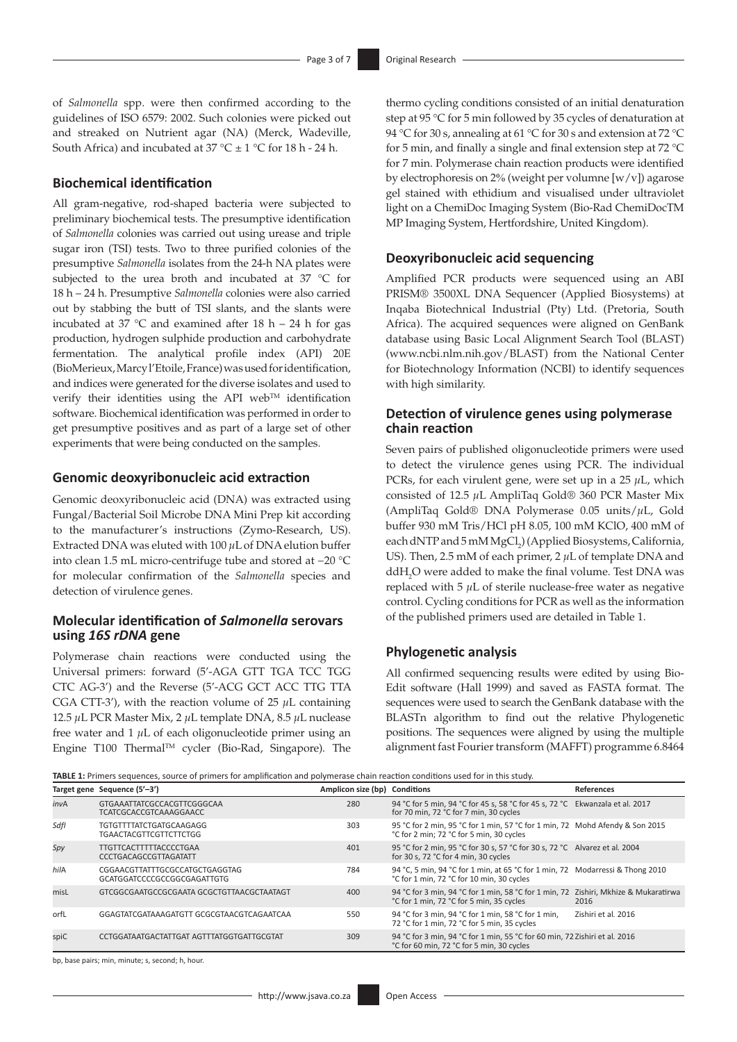of *Salmonella* spp. were then confirmed according to the guidelines of ISO 6579: 2002. Such colonies were picked out and streaked on Nutrient agar (NA) (Merck, Wadeville, South Africa) and incubated at 37 °C ± 1 °C for 18 h - 24 h.

### Biochemical identification

All gram-negative, rod-shaped bacteria were subjected to preliminary biochemical tests. The presumptive identification of *Salmonella* colonies was carried out using urease and triple sugar iron (TSI) tests. Two to three purified colonies of the presumptive *Salmonella* isolates from the 24-h NA plates were subjected to the urea broth and incubated at 37 °C for 18 h – 24 h. Presumptive *Salmonella* colonies were also carried out by stabbing the butt of TSI slants, and the slants were incubated at 37 °C and examined after 18 h – 24 h for gas production, hydrogen sulphide production and carbohydrate fermentation. The analytical profile index (API) 20E (BioMerieux, Marcy l'Etoile, France) was used for identification, and indices were generated for the diverse isolates and used to verify their identities using the API web™ identification software. Biochemical identification was performed in order to get presumptive positives and as part of a large set of other experiments that were being conducted on the samples.

### Genomic deoxyribonucleic acid extraction

Genomic deoxyribonucleic acid (DNA) was extracted using Fungal/Bacterial Soil Microbe DNA Mini Prep kit according to the manufacturer's instructions (Zymo-Research, US). Extracted DNA was eluted with 100 *μ*L of DNA elution buffer into clean 1.5 mL micro-centrifuge tube and stored at −20 °C for molecular confirmation of the *Salmonella* species and detection of virulence genes.

### Molecular identification of *Salmonella* serovars using *16S rDNA* gene

Polymerase chain reactions were conducted using the Universal primers: forward (5′-AGA GTT TGA TCC TGG CTC AG-3′) and the Reverse (5′-ACG GCT ACC TTG TTA CGA CTT-3′), with the reaction volume of 25 *μ*L containing 12.5 *μ*L PCR Master Mix, 2 *μ*L template DNA, 8.5 *μ*L nuclease free water and 1 *μ*L of each oligonucleotide primer using an Engine T100 Thermal™ cycler (Bio-Rad, Singapore). The thermo cycling conditions consisted of an initial denaturation step at 95 °C for 5 min followed by 35 cycles of denaturation at 94 °C for 30 s, annealing at 61 °C for 30 s and extension at 72 °C for 5 min, and finally a single and final extension step at 72 °C for 7 min. Polymerase chain reaction products were identified by electrophoresis on 2% (weight per volumne [w/v]) agarose gel stained with ethidium and visualised under ultraviolet light on a ChemiDoc Imaging System (Bio-Rad ChemiDocTM MP Imaging System, Hertfordshire, United Kingdom).

### Deoxyribonucleic acid sequencing

Amplified PCR products were sequenced using an ABI PRISM® 3500XL DNA Sequencer (Applied Biosystems) at Inqaba Biotechnical Industrial (Pty) Ltd. (Pretoria, South Africa). The acquired sequences were aligned on GenBank database using Basic Local Alignment Search Tool (BLAST) (www.ncbi.nlm.nih.gov/BLAST) from the National Center for Biotechnology Information (NCBI) to identify sequences with high similarity.

### Detection of virulence genes using polymerase chain reaction

Seven pairs of published oligonucleotide primers were used to detect the virulence genes using PCR. The individual PCRs, for each virulent gene, were set up in a 25 *μ*L, which consisted of 12.5 *μ*L AmpliTaq Gold® 360 PCR Master Mix (AmpliTaq Gold® DNA Polymerase 0.05 units/*μ*L, Gold buffer 930 mM Tris/HCl pH 8.05, 100 mM KClO, 400 mM of each dNTP and 5 mM $MgCl_2$) (Applied Biosystems, California, US). Then, 2.5 mM of each primer, 2 *μ*L of template DNA and dd$H_2O$ were added to make the final volume. Test DNA was replaced with 5 *μ*L of sterile nuclease-free water as negative control. Cycling conditions for PCR as well as the information of the published primers used are detailed in Table 1.

### Phylogenetic analysis

All confirmed sequencing results were edited by using Bio-Edit software (Hall 1999) and saved as FASTA format. The sequences were used to search the GenBank database with the BLASTn algorithm to find out the relative Phylogenetic positions. The sequences were aligned by using the multiple alignment fast Fourier transform (MAFFT) programme 6.8464

**TABLE 1:** Primers sequences, source of primers for amplification and polymerase chain reaction conditions used for in this study.

| Target gene | Sequence (5′–3′) | Amplicon size (bp) | Conditions | References |
|---|---|---|---|---|
| *invA* | GTGAAATTATCGCCACGTTCGGGCAA TCATCGCACCGTCAAAGGAACC | 280 | 94 °C for 5 min, 94 °C for 45 s, 58 °C for 45 s, 72 °C for 70 min, 72 °C for 7 min, 30 cycles | Ekwanzala et al. 2017 |
| *SdfI* | TGTGTTTTATCTGATGCAAGAGG TGAACTACGTTCGTTCTTCTGG | 303 | 95 °C for 2 min, 95 °C for 1 min, 57 °C for 1 min, 72 °C for 2 min; 72 °C for 5 min, 30 cycles | Mohd Afendy & Son 2015 |
| *Spy* | TTGTTCACTTTTTACCCCTGAA CCCTGACAGCCGTTAGATATT | 401 | 95 °C for 2 min, 95 °C for 30 s, 57 °C for 30 s, 72 °C for 30 s, 72 °C for 4 min, 30 cycles | Alvarez et al. 2004 |
| *hilA* | CGGAACGTTATTTGCGCCATGCTGAGGTAG GCATGGATCCCCGCCGGCGAGATTGTG | 784 | 94 °C, 5 min, 94 °C for 1 min, at 65 °C for 1 min, 72 °C for 1 min, 72 °C for 10 min, 30 cycles | Modarressi & Thong 2010 |
| misL | GTCGGCGAATGCCGCGAATA GCGCTGTTAACGCTAATAGT | 400 | 94 °C for 3 min, 94 °C for 1 min, 58 °C for 1 min, 72 °C for 1 min, 72 °C for 5 min, 35 cycles | Zishiri, Mkhize & Mukaratirwa 2016 |
| orfL | GGAGTATCGATAAAGATGTT GCGCGTAACGTCAGAATCAA | 550 | 94 °C for 3 min, 94 °C for 1 min, 58 °C for 1 min, 72 °C for 1 min, 72 °C for 5 min, 35 cycles | Zishiri et al. 2016 |
| spiC | CCTGGATAATGACTATTGAT AGTTTATGGTGATTGCGTAT | 309 | 94 °C for 3 min, 94 °C for 1 min, 55 °C for 60 min, 72 °C for 60 min, 72 °C for 5 min, 30 cycles | Zishiri et al. 2016 |

bp, base pairs; min, minute; s, second; h, hour.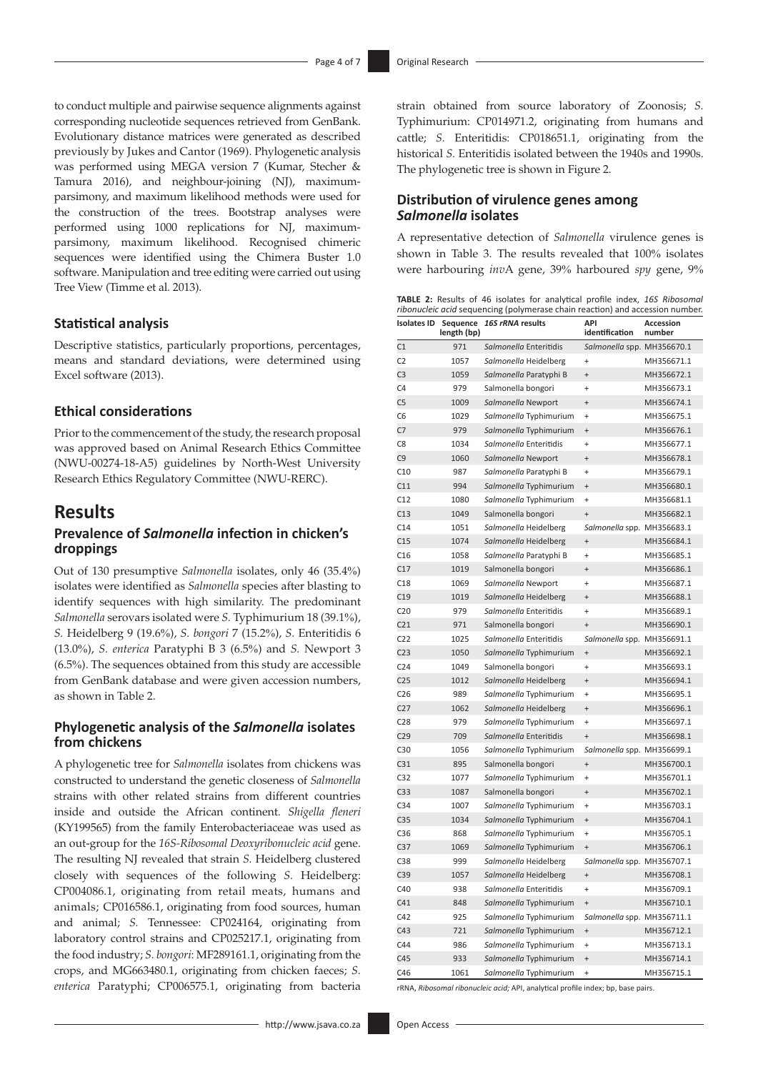to conduct multiple and pairwise sequence alignments against corresponding nucleotide sequences retrieved from GenBank. Evolutionary distance matrices were generated as described previously by Jukes and Cantor (1969). Phylogenetic analysis was performed using MEGA version 7 (Kumar, Stecher & Tamura 2016), and neighbour-joining (NJ), maximum-parsimony, and maximum likelihood methods were used for the construction of the trees. Bootstrap analyses were performed using 1000 replications for NJ, maximum-parsimony, maximum likelihood. Recognised chimeric sequences were identified using the Chimera Buster 1.0 software. Manipulation and tree editing were carried out using Tree View (Timme et al. 2013).

### Statistical analysis

Descriptive statistics, particularly proportions, percentages, means and standard deviations, were determined using Excel software (2013).

### Ethical considerations

Prior to the commencement of the study, the research proposal was approved based on Animal Research Ethics Committee (NWU-00274-18-A5) guidelines by North-West University Research Ethics Regulatory Committee (NWU-RERC).

## Results

### Prevalence of *Salmonella* infection in chicken's droppings

Out of 130 presumptive *Salmonella* isolates, only 46 (35.4%) isolates were identified as *Salmonella* species after blasting to identify sequences with high similarity. The predominant *Salmonella* serovars isolated were *S.* Typhimurium 18 (39.1%), *S.* Heidelberg 9 (19.6%), *S. bongori* 7 (15.2%), *S.* Enteritidis 6 (13.0%), *S. enterica* Paratyphi B 3 (6.5%) and *S.* Newport 3 (6.5%). The sequences obtained from this study are accessible from GenBank database and were given accession numbers, as shown in Table 2.

### Phylogenetic analysis of the *Salmonella* isolates from chickens

A phylogenetic tree for *Salmonella* isolates from chickens was constructed to understand the genetic closeness of *Salmonella* strains with other related strains from different countries inside and outside the African continent. *Shigella fleneri* (KY199565) from the family Enterobacteriaceae was used as an out-group for the *16S-Ribosomal Deoxyribonucleic acid* gene. The resulting NJ revealed that strain *S.* Heidelberg clustered closely with sequences of the following *S.* Heidelberg: CP004086.1, originating from retail meats, humans and animals; CP016586.1, originating from food sources, human and animal; *S.* Tennessee: CP024164, originating from laboratory control strains and CP025217.1, originating from the food industry; *S. bongori*: MF289161.1, originating from the crops, and MG663480.1, originating from chicken faeces; *S. enterica* Paratyphi; CP006575.1, originating from bacteria strain obtained from source laboratory of Zoonosis; *S.* Typhimurium: CP014971.2, originating from humans and cattle; *S.* Enteritidis: CP018651.1, originating from the historical *S.* Enteritidis isolated between the 1940s and 1990s. The phylogenetic tree is shown in Figure 2.

### Distribution of virulence genes among *Salmonella* isolates

A representative detection of *Salmonella* virulence genes is shown in Table 3. The results revealed that 100% isolates were harbouring *inv*A gene, 39% harboured *spy* gene, 9%

**TABLE 2:** Results of 46 isolates for analytical profile index, *16S Ribosomal ribonucleic acid* sequencing (polymerase chain reaction) and accession number.

| Isolates ID | Sequence length (bp) | *16S rRNA* results | API identification | Accession number |
|---|---|---|---|---|
| C1 | 971 | *Salmonella* Enteritidis | *Salmonella* spp. | MH356670.1 |
| C2 | 1057 | *Salmonella* Heidelberg | + | MH356671.1 |
| C3 | 1059 | *Salmonella* Paratyphi B | + | MH356672.1 |
| C4 | 979 | Salmonella bongori | + | MH356673.1 |
| C5 | 1009 | *Salmonella* Newport | + | MH356674.1 |
| C6 | 1029 | *Salmonella* Typhimurium | + | MH356675.1 |
| C7 | 979 | *Salmonella* Typhimurium | + | MH356676.1 |
| C8 | 1034 | *Salmonella* Enteritidis | + | MH356677.1 |
| C9 | 1060 | *Salmonella* Newport | + | MH356678.1 |
| C10 | 987 | *Salmonella* Paratyphi B | + | MH356679.1 |
| C11 | 994 | *Salmonella* Typhimurium | + | MH356680.1 |
| C12 | 1080 | *Salmonella* Typhimurium | + | MH356681.1 |
| C13 | 1049 | Salmonella bongori | + | MH356682.1 |
| C14 | 1051 | *Salmonella* Heidelberg | *Salmonella* spp. | MH356683.1 |
| C15 | 1074 | *Salmonella* Heidelberg | + | MH356684.1 |
| C16 | 1058 | *Salmonella* Paratyphi B | + | MH356685.1 |
| C17 | 1019 | Salmonella bongori | + | MH356686.1 |
| C18 | 1069 | *Salmonella* Newport | + | MH356687.1 |
| C19 | 1019 | *Salmonella* Heidelberg | + | MH356688.1 |
| C20 | 979 | *Salmonella* Enteritidis | + | MH356689.1 |
| C21 | 971 | Salmonella bongori | + | MH356690.1 |
| C22 | 1025 | *Salmonella* Enteritidis | *Salmonella* spp. | MH356691.1 |
| C23 | 1050 | *Salmonella* Typhimurium | + | MH356692.1 |
| C24 | 1049 | Salmonella bongori | + | MH356693.1 |
| C25 | 1012 | *Salmonella* Heidelberg | + | MH356694.1 |
| C26 | 989 | *Salmonella* Typhimurium | + | MH356695.1 |
| C27 | 1062 | *Salmonella* Heidelberg | + | MH356696.1 |
| C28 | 979 | *Salmonella* Typhimurium | + | MH356697.1 |
| C29 | 709 | *Salmonella* Enteritidis | + | MH356698.1 |
| C30 | 1056 | *Salmonella* Typhimurium | *Salmonella* spp. | MH356699.1 |
| C31 | 895 | Salmonella bongori | + | MH356700.1 |
| C32 | 1077 | *Salmonella* Typhimurium | + | MH356701.1 |
| C33 | 1087 | Salmonella bongori | + | MH356702.1 |
| C34 | 1007 | *Salmonella* Typhimurium | + | MH356703.1 |
| C35 | 1034 | *Salmonella* Typhimurium | + | MH356704.1 |
| C36 | 868 | *Salmonella* Typhimurium | + | MH356705.1 |
| C37 | 1069 | *Salmonella* Typhimurium | + | MH356706.1 |
| C38 | 999 | *Salmonella* Heidelberg | *Salmonella* spp. | MH356707.1 |
| C39 | 1057 | *Salmonella* Heidelberg | + | MH356708.1 |
| C40 | 938 | *Salmonella* Enteritidis | + | MH356709.1 |
| C41 | 848 | *Salmonella* Typhimurium | + | MH356710.1 |
| C42 | 925 | *Salmonella* Typhimurium | *Salmonella* spp. | MH356711.1 |
| C43 | 721 | *Salmonella* Typhimurium | + | MH356712.1 |
| C44 | 986 | *Salmonella* Typhimurium | + | MH356713.1 |
| C45 | 933 | *Salmonella* Typhimurium | + | MH356714.1 |
| C46 | 1061 | *Salmonella* Typhimurium | + | MH356715.1 |

rRNA, *Ribosomal ribonucleic acid*; API, analytical profile index; bp, base pairs.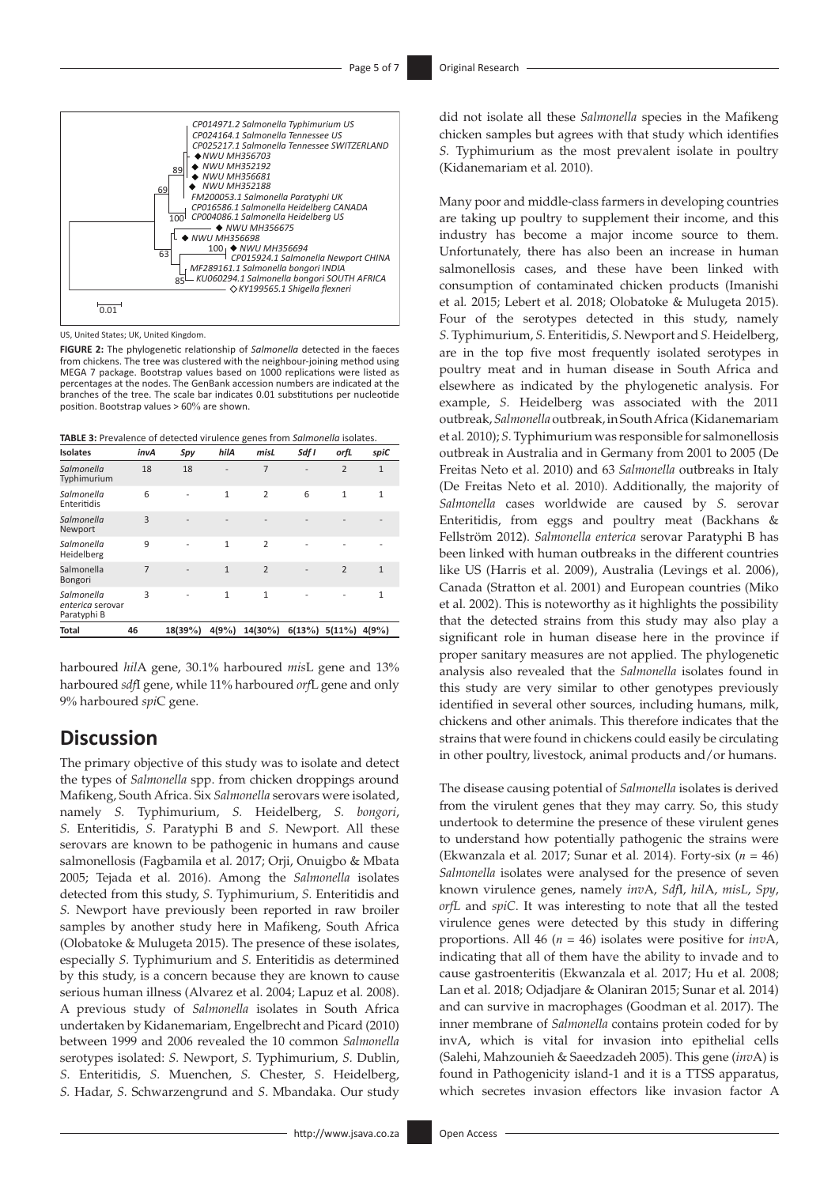US, United States; UK, United Kingdom.

**FIGURE 2:** The phylogenetic relationship of *Salmonella* detected in the faeces from chickens. The tree was clustered with the neighbour-joining method using MEGA 7 package. Bootstrap values based on 1000 replications were listed as percentages at the nodes. The GenBank accession numbers are indicated at the branches of the tree. The scale bar indicates 0.01 substitutions per nucleotide position. Bootstrap values > 60% are shown.

**TABLE 3:** Prevalence of detected virulence genes from *Salmonella* isolates.

| Isolates | *invA* | *Spy* | *hilA* | *misL* | *Sdf I* | *orfL* | *spiC* |
|---|---|---|---|---|---|---|---|
| *Salmonella* Typhimurium | 18 | 18 | - | 7 | - | 2 | 1 |
| *Salmonella* Enteritidis | 6 | - | 1 | 2 | 6 | 1 | 1 |
| *Salmonella* Newport | 3 | - | - | - | - | - | - |
| *Salmonella* Heidelberg | 9 | - | 1 | 2 | - | - | - |
| Salmonella Bongori | 7 | - | 1 | 2 | - | 2 | 1 |
| *Salmonella enterica* serovar Paratyphi B | 3 | - | 1 | 1 | - | - | 1 |
| **Total** | **46** | **18(39%)** | **4(9%)** | **14(30%)** | **6(13%)** | **5(11%)** | **4(9%)** |

harboured *hil*A gene, 30.1% harboured *mis*L gene and 13% harboured *sdf*I gene, while 11% harboured *orf*L gene and only 9% harboured *spi*C gene.

## Discussion

The primary objective of this study was to isolate and detect the types of *Salmonella* spp. from chicken droppings around Mafikeng, South Africa. Six *Salmonella* serovars were isolated, namely *S.* Typhimurium, *S.* Heidelberg, *S. bongori*, *S.* Enteritidis, *S.* Paratyphi B and *S.* Newport. All these serovars are known to be pathogenic in humans and cause salmonellosis (Fagbamila et al. 2017; Orji, Onuigbo & Mbata 2005; Tejada et al. 2016). Among the *Salmonella* isolates detected from this study, *S.* Typhimurium, *S.* Enteritidis and *S.* Newport have previously been reported in raw broiler samples by another study here in Mafikeng, South Africa (Olobatoke & Mulugeta 2015). The presence of these isolates, especially *S.* Typhimurium and *S.* Enteritidis as determined by this study, is a concern because they are known to cause serious human illness (Alvarez et al. 2004; Lapuz et al. 2008). A previous study of *Salmonella* isolates in South Africa undertaken by Kidanemariam, Engelbrecht and Picard (2010) between 1999 and 2006 revealed the 10 common *Salmonella* serotypes isolated: *S.* Newport, *S.* Typhimurium, *S.* Dublin, *S.* Enteritidis, *S.* Muenchen, *S.* Chester, *S.* Heidelberg, *S.* Hadar, *S.* Schwarzengrund and *S.* Mbandaka. Our study did not isolate all these *Salmonella* species in the Mafikeng chicken samples but agrees with that study which identifies *S.* Typhimurium as the most prevalent isolate in poultry (Kidanemariam et al. 2010).

Many poor and middle-class farmers in developing countries are taking up poultry to supplement their income, and this industry has become a major income source to them. Unfortunately, there has also been an increase in human salmonellosis cases, and these have been linked with consumption of contaminated chicken products (Imanishi et al. 2015; Lebert et al. 2018; Olobatoke & Mulugeta 2015). Four of the serotypes detected in this study, namely *S.* Typhimurium, *S.* Enteritidis, *S.* Newport and *S.* Heidelberg, are in the top five most frequently isolated serotypes in poultry meat and in human disease in South Africa and elsewhere as indicated by the phylogenetic analysis. For example, *S.* Heidelberg was associated with the 2011 outbreak, *Salmonella* outbreak, in South Africa (Kidanemariam et al. 2010); *S.* Typhimurium was responsible for salmonellosis outbreak in Australia and in Germany from 2001 to 2005 (De Freitas Neto et al. 2010) and 63 *Salmonella* outbreaks in Italy (De Freitas Neto et al. 2010). Additionally, the majority of *Salmonella* cases worldwide are caused by *S.* serovar Enteritidis, from eggs and poultry meat (Backhans & Fellström 2012). *Salmonella enterica* serovar Paratyphi B has been linked with human outbreaks in the different countries like US (Harris et al. 2009), Australia (Levings et al. 2006), Canada (Stratton et al. 2001) and European countries (Miko et al. 2002). This is noteworthy as it highlights the possibility that the detected strains from this study may also play a significant role in human disease here in the province if proper sanitary measures are not applied. The phylogenetic analysis also revealed that the *Salmonella* isolates found in this study are very similar to other genotypes previously identified in several other sources, including humans, milk, chickens and other animals. This therefore indicates that the strains that were found in chickens could easily be circulating in other poultry, livestock, animal products and/or humans.

The disease causing potential of *Salmonella* isolates is derived from the virulent genes that they may carry. So, this study undertook to determine the presence of these virulent genes to understand how potentially pathogenic the strains were (Ekwanzala et al. 2017; Sunar et al. 2014). Forty-six ($n = 46$) *Salmonella* isolates were analysed for the presence of seven known virulence genes, namely *inv*A, *Sdf*I, *hil*A, *misL*, *Spy*, *orfL* and *spiC*. It was interesting to note that all the tested virulence genes were detected by this study in differing proportions. All 46 ($n = 46$) isolates were positive for *inv*A, indicating that all of them have the ability to invade and to cause gastroenteritis (Ekwanzala et al. 2017; Hu et al. 2008; Lan et al. 2018; Odjadjare & Olaniran 2015; Sunar et al. 2014) and can survive in macrophages (Goodman et al. 2017). The inner membrane of *Salmonella* contains protein coded for by invA, which is vital for invasion into epithelial cells (Salehi, Mahzounieh & Saeedzadeh 2005). This gene (*inv*A) is found in Pathogenicity island-1 and it is a TTSS apparatus, which secretes invasion effectors like invasion factor A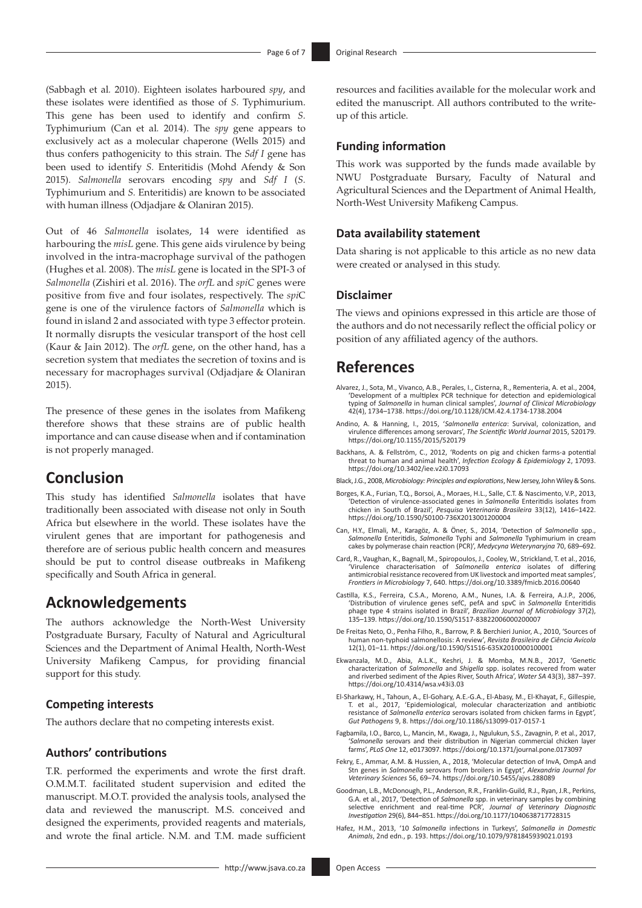(Sabbagh et al. 2010). Eighteen isolates harboured *spy*, and these isolates were identified as those of *S.* Typhimurium. This gene has been used to identify and confirm *S.* Typhimurium (Can et al. 2014). The *spy* gene appears to exclusively act as a molecular chaperone (Wells 2015) and thus confers pathogenicity to this strain. The *Sdf I* gene has been used to identify *S.* Enteritidis (Mohd Afendy & Son 2015). *Salmonella* serovars encoding *spy* and *Sdf I* (*S.* Typhimurium and *S.* Enteritidis) are known to be associated with human illness (Odjadjare & Olaniran 2015).

Out of 46 *Salmonella* isolates, 14 were identified as harbouring the *misL* gene. This gene aids virulence by being involved in the intra-macrophage survival of the pathogen (Hughes et al. 2008). The *misL* gene is located in the SPI-3 of *Salmonella* (Zishiri et al. 2016). The *orfL* and *spiC* genes were positive from five and four isolates, respectively. The *spi*C gene is one of the virulence factors of *Salmonella* which is found in island 2 and associated with type 3 effector protein. It normally disrupts the vesicular transport of the host cell (Kaur & Jain 2012). The *orfL* gene, on the other hand, has a secretion system that mediates the secretion of toxins and is necessary for macrophages survival (Odjadjare & Olaniran 2015).

The presence of these genes in the isolates from Mafikeng therefore shows that these strains are of public health importance and can cause disease when and if contamination is not properly managed.

# Conclusion

This study has identified *Salmonella* isolates that have traditionally been associated with disease not only in South Africa but elsewhere in the world. These isolates have the virulent genes that are important for pathogenesis and therefore are of serious public health concern and measures should be put to control disease outbreaks in Mafikeng specifically and South Africa in general.

# Acknowledgements

The authors acknowledge the North-West University Postgraduate Bursary, Faculty of Natural and Agricultural Sciences and the Department of Animal Health, North-West University Mafikeng Campus, for providing financial support for this study.

### Competing interests

The authors declare that no competing interests exist.

### Authors' contributions

T.R. performed the experiments and wrote the first draft. O.M.M.T. facilitated student supervision and edited the manuscript. M.O.T. provided the analysis tools, analysed the data and reviewed the manuscript. M.S. conceived and designed the experiments, provided reagents and materials, and wrote the final article. N.M. and T.M. made sufficient resources and facilities available for the molecular work and edited the manuscript. All authors contributed to the write-up of this article.

### Funding information

This work was supported by the funds made available by NWU Postgraduate Bursary, Faculty of Natural and Agricultural Sciences and the Department of Animal Health, North-West University Mafikeng Campus.

### Data availability statement

Data sharing is not applicable to this article as no new data were created or analysed in this study.

### Disclaimer

The views and opinions expressed in this article are those of the authors and do not necessarily reflect the official policy or position of any affiliated agency of the authors.

# References

Alvarez, J., Sota, M., Vivanco, A.B., Perales, I., Cisterna, R., Rementeria, A. et al., 2004, 'Development of a multiplex PCR technique for detection and epidemiological typing of *Salmonella* in human clinical samples', *Journal of Clinical Microbiology* 42(4), 1734–1738. https://doi.org/10.1128/JCM.42.4.1734-1738.2004

Andino, A. & Hanning, I., 2015, '*Salmonella enterica*: Survival, colonization, and virulence differences among serovars', *The Scientific World Journal* 2015, 520179. https://doi.org/10.1155/2015/520179

Backhans, A. & Fellström, C., 2012, 'Rodents on pig and chicken farms-a potential threat to human and animal health', *Infection Ecology & Epidemiology* 2, 17093. https://doi.org/10.3402/iee.v2i0.17093

Black, J.G., 2008, *Microbiology: Principles and explorations*, New Jersey, John Wiley & Sons.

Borges, K.A., Furian, T.Q., Borsoi, A., Moraes, H.L., Salle, C.T. & Nascimento, V.P., 2013, 'Detection of virulence-associated genes in *Salmonella* Enteritidis isolates from chicken in South of Brazil', *Pesquisa Veterinaria Brasileira* 33(12), 1416–1422. https://doi.org/10.1590/S0100-736X2013001200004

Can, H.Y., Elmali, M., Karagöz, A. & Öner, S., 2014, 'Detection of *Salmonella* spp., *Salmonella* Enteritidis, *Salmonella* Typhi and *Salmonella* Typhimurium in cream cakes by polymerase chain reaction (PCR)', *Medycyna Weterynaryjna* 70, 689–692.

Card, R., Vaughan, K., Bagnall, M., Spiropoulos, J., Cooley, W., Strickland, T. et al., 2016, 'Virulence characterisation of *Salmonella enterica* isolates of differing antimicrobial resistance recovered from UK livestock and imported meat samples', *Frontiers in Microbiology* 7, 640. https://doi.org/10.3389/fmicb.2016.00640

Castilla, K.S., Ferreira, C.S.A., Moreno, A.M., Nunes, I.A. & Ferreira, A.J.P., 2006, 'Distribution of virulence genes sefC, pefA and spvC in *Salmonella* Enteritidis phage type 4 strains isolated in Brazil', *Brazilian Journal of Microbiology* 37(2), 135–139. https://doi.org/10.1590/S1517-83822006000200007

De Freitas Neto, O., Penha Filho, R., Barrow, P. & Berchieri Junior, A., 2010, 'Sources of human non-typhoid salmonellosis: A review', *Revista Brasileira de Ciência Avícola* 12(1), 01–11. https://doi.org/10.1590/S1516-635X2010000100001

Ekwanzala, M.D., Abia, A.L.K., Keshri, J. & Momba, M.N.B., 2017, 'Genetic characterization of *Salmonella* and *Shigella* spp. isolates recovered from water and riverbed sediment of the Apies River, South Africa', *Water SA* 43(3), 387–397. https://doi.org/10.4314/wsa.v43i3.03

El-Sharkawy, H., Tahoun, A., El-Gohary, A.E.-G.A., El-Abasy, M., El-Khayat, F., Gillespie, T. et al., 2017, 'Epidemiological, molecular characterization and antibiotic resistance of *Salmonella enterica* serovars isolated from chicken farms in Egypt', *Gut Pathogens* 9, 8. https://doi.org/10.1186/s13099-017-0157-1

Fagbamila, I.O., Barco, L., Mancin, M., Kwaga, J., Ngulukun, S.S., Zavagnin, P. et al., 2017, '*Salmonella* serovars and their distribution in Nigerian commercial chicken layer farms', *PLoS One* 12, e0173097. https://doi.org/10.1371/journal.pone.0173097

Fekry, E., Ammar, A.M. & Hussien, A., 2018, 'Molecular detection of InvA, OmpA and Stn genes in *Salmonella* serovars from broilers in Egypt', *Alexandria Journal for Veterinary Sciences* 56, 69–74. https://doi.org/10.5455/ajvs.288089

Goodman, L.B., McDonough, P.L., Anderson, R.R., Franklin-Guild, R.J., Ryan, J.R., Perkins, G.A. et al., 2017, 'Detection of *Salmonella* spp. in veterinary samples by combining selective enrichment and real-time PCR', *Journal of Veterinary Diagnostic Investigation* 29(6), 844–851. https://doi.org/10.1177/1040638717728315

Hafez, H.M., 2013, '10 *Salmonella* infections in Turkeys', *Salmonella in Domestic Animals*, 2nd edn., p. 193. https://doi.org/10.1079/9781845939021.0193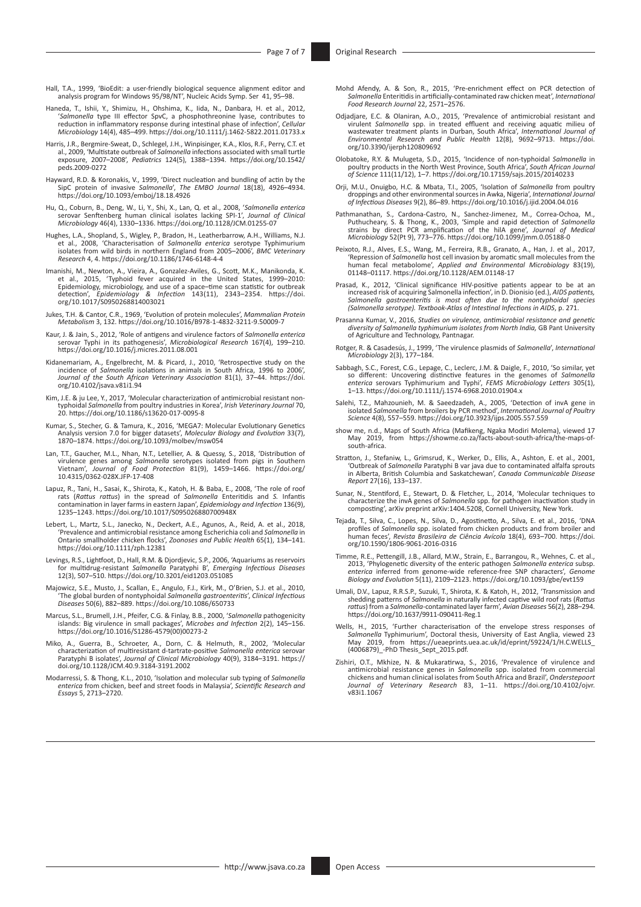Hall, T.A., 1999, 'BioEdit: a user-friendly biological sequence alignment editor and analysis program for Windows 95/98/NT', Nucleic Acids Symp. Ser 41, 95–98.

Haneda, T., Ishii, Y., Shimizu, H., Ohshima, K., Iida, N., Danbara, H. et al., 2012, '*Salmonella* type III effector SpvC, a phosphothreonine lyase, contributes to reduction in inflammatory response during intestinal phase of infection', *Cellular Microbiology* 14(4), 485–499. https://doi.org/10.1111/j.1462-5822.2011.01733.x

Harris, J.R., Bergmire-Sweat, D., Schlegel, J.H., Winpisinger, K.A., Klos, R.F., Perry, C.T. et al., 2009, 'Multistate outbreak of *Salmonella* infections associated with small turtle exposure, 2007–2008', *Pediatrics* 124(5), 1388–1394. https://doi.org/10.1542/peds.2009-0272

Hayward, R.D. & Koronakis, V., 1999, 'Direct nucleation and bundling of actin by the SipC protein of invasive *Salmonella*', *The EMBO Journal* 18(18), 4926–4934. https://doi.org/10.1093/emboj/18.18.4926

Hu, Q., Coburn, B., Deng, W., Li, Y., Shi, X., Lan, Q. et al., 2008, '*Salmonella enterica* serovar Senftenberg human clinical isolates lacking SPI-1', *Journal of Clinical Microbiology* 46(4), 1330–1336. https://doi.org/10.1128/JCM.01255-07

Hughes, L.A., Shopland, S., Wigley, P., Bradon, H., Leatherbarrow, A.H., Williams, N.J. et al., 2008, 'Characterisation of *Salmonella enterica* serotype Typhimurium isolates from wild birds in northern England from 2005–2006', *BMC Veterinary Research* 4, 4. https://doi.org/10.1186/1746-6148-4-4

Imanishi, M., Newton, A., Vieira, A., Gonzalez-Aviles, G., Scott, M.K., Manikonda, K. et al., 2015, 'Typhoid fever acquired in the United States, 1999–2010: Epidemiology, microbiology, and use of a space–time scan statistic for outbreak detection', *Epidemiology & Infection* 143(11), 2343–2354. https://doi.org/10.1017/S0950268814003021

Jukes, T.H. & Cantor, C.R., 1969, 'Evolution of protein molecules', *Mammalian Protein Metabolism* 3, 132. https://doi.org/10.1016/B978-1-4832-3211-9.50009-7

Kaur, J. & Jain, S., 2012, 'Role of antigens and virulence factors of *Salmonella enterica* serovar Typhi in its pathogenesis', *Microbiological Research* 167(4), 199–210. https://doi.org/10.1016/j.micres.2011.08.001

Kidanemariam, A., Engelbrecht, M. & Picard, J., 2010, 'Retrospective study on the incidence of *Salmonella* isolations in animals in South Africa, 1996 to 2006', *Journal of the South African Veterinary Association* 81(1), 37–44. https://doi.org/10.4102/jsava.v81i1.94

Kim, J.E. & ju Lee, Y., 2017, 'Molecular characterization of antimicrobial resistant non-typhoidal *Salmonella* from poultry industries in Korea', *Irish Veterinary Journal* 70, 20. https://doi.org/10.1186/s13620-017-0095-8

Kumar, S., Stecher, G. & Tamura, K., 2016, 'MEGA7: Molecular Evolutionary Genetics Analysis version 7.0 for bigger datasets', *Molecular Biology and Evolution* 33(7), 1870–1874. https://doi.org/10.1093/molbev/msw054

Lan, T.T., Gaucher, M.L., Nhan, N.T., Letellier, A. & Quessy, S., 2018, 'Distribution of virulence genes among *Salmonella* serotypes isolated from pigs in Southern Vietnam', *Journal of Food Protection* 81(9), 1459–1466. https://doi.org/10.4315/0362-028X.JFP-17-408

Lapuz, R., Tani, H., Sasai, K., Shirota, K., Katoh, H. & Baba, E., 2008, 'The role of roof rats (*Rattus rattus*) in the spread of *Salmonella* Enteritidis and *S.* Infantis contamination in layer farms in eastern Japan', *Epidemiology and Infection* 136(9), 1235–1243. https://doi.org/10.1017/S095026880700948X

Lebert, L., Martz, S.L., Janecko, N., Deckert, A.E., Agunos, A., Reid, A. et al., 2018, 'Prevalence and antimicrobial resistance among Escherichia coli and *Salmonella* in Ontario smallholder chicken flocks', *Zoonoses and Public Health* 65(1), 134–141. https://doi.org/10.1111/zph.12381

Levings, R.S., Lightfoot, D., Hall, R.M. & Djordjevic, S.P., 2006, 'Aquariums as reservoirs for multidrug-resistant *Salmonella* Paratyphi B', *Emerging Infectious Diseases* 12(3), 507–510. https://doi.org/10.3201/eid1203.051085

Majowicz, S.E., Musto, J., Scallan, E., Angulo, F.J., Kirk, M., O'Brien, S.J. et al., 2010, 'The global burden of nontyphoidal *Salmonella gastroenteritis*', *Clinical Infectious Diseases* 50(6), 882–889. https://doi.org/10.1086/650733

Marcus, S.L., Brumell, J.H., Pfeifer, C.G. & Finlay, B.B., 2000, '*Salmonella* pathogenicity islands: Big virulence in small packages', *Microbes and Infection* 2(2), 145–156. https://doi.org/10.1016/S1286-4579(00)00273-2

Miko, A., Guerra, B., Schroeter, A., Dorn, C. & Helmuth, R., 2002, 'Molecular characterization of multiresistant d-tartrate-positive *Salmonella enterica* serovar Paratyphi B isolates', *Journal of Clinical Microbiology* 40(9), 3184–3191. https://doi.org/10.1128/JCM.40.9.3184-3191.2002

Modarressi, S. & Thong, K.L., 2010, 'Isolation and molecular sub typing of *Salmonella enterica* from chicken, beef and street foods in Malaysia', *Scientific Research and Essays* 5, 2713–2720.

Mohd Afendy, A. & Son, R., 2015, 'Pre-enrichment effect on PCR detection of *Salmonella* Enteritidis in artificially-contaminated raw chicken meat', *International Food Research Journal* 22, 2571–2576.

Odjadjare, E.C. & Olaniran, A.O., 2015, 'Prevalence of antimicrobial resistant and virulent *Salmonella* spp. in treated effluent and receiving aquatic milieu of wastewater treatment plants in Durban, South Africa', *International Journal of Environmental Research and Public Health* 12(8), 9692–9713. https://doi.org/10.3390/ijerph120809692

Olobatoke, R.Y. & Mulugeta, S.D., 2015, 'Incidence of non-typhoidal *Salmonella* in poultry products in the North West Province, South Africa', *South African Journal of Science* 111(11/12), 1–7. https://doi.org/10.17159/sajs.2015/20140233

Orji, M.U., Onuigbo, H.C. & Mbata, T.I., 2005, 'Isolation of *Salmonella* from poultry droppings and other environmental sources in Awka, Nigeria', *International Journal of Infectious Diseases* 9(2), 86–89. https://doi.org/10.1016/j.ijid.2004.04.016

Pathmanathan, S., Cardona-Castro, N., Sanchez-Jimenez, M., Correa-Ochoa, M., Puthucheary, S. & Thong, K., 2003, 'Simple and rapid detection of *Salmonella* strains by direct PCR amplification of the hilA gene', *Journal of Medical Microbiology* 52(Pt 9), 773–776. https://doi.org/10.1099/jmm.0.05188-0

Peixoto, R.J., Alves, E.S., Wang, M., Ferreira, R.B., Granato, A., Han, J. et al., 2017, 'Repression of *Salmonella* host cell invasion by aromatic small molecules from the human fecal metabolome', *Applied and Environmental Microbiology* 83(19), 01148–01117. https://doi.org/10.1128/AEM.01148-17

Prasad, K., 2012, 'Clinical significance HIV-positive patients appear to be at an increased risk of acquiring Salmonella infection', in D. Dionisio (ed.), *AIDS patients, Salmonella gastroenteritis is most often due to the nontyphoidal species (Salmonella serotype). Textbook-Atlas of Intestinal Infections in AIDS*, p. 271.

Prasanna Kumar, V., 2016, *Studies on virulence, antimicrobial resistance and genetic diversity of Salmonella typhimurium isolates from North India*, GB Pant University of Agriculture and Technology, Pantnagar.

Rotger, R. & Casadesús, J., 1999, 'The virulence plasmids of *Salmonella*', *International Microbiology* 2(3), 177–184.

Sabbagh, S.C., Forest, C.G., Lepage, C., Leclerc, J.M. & Daigle, F., 2010, 'So similar, yet so different: Uncovering distinctive features in the genomes of *Salmonella enterica* serovars Typhimurium and Typhi', *FEMS Microbiology Letters* 305(1), 1–13. https://doi.org/10.1111/j.1574-6968.2010.01904.x

Salehi, T.Z., Mahzounieh, M. & Saeedzadeh, A., 2005, 'Detection of invA gene in isolated *Salmonella* from broilers by PCR method', *International Journal of Poultry Science* 4(8), 557–559. https://doi.org/10.3923/ijps.2005.557.559

show me, n.d., Maps of South Africa (Mafikeng, Ngaka Modiri Molema), viewed 17 May 2019, from https://showme.co.za/facts-about-south-africa/the-maps-of-south-africa.

Stratton, J., Stefaniw, L., Grimsrud, K., Werker, D., Ellis, A., Ashton, E. et al., 2001, 'Outbreak of *Salmonella* Paratyphi B var java due to contaminated alfalfa sprouts in Alberta, British Columbia and Saskatchewan', *Canada Communicable Disease Report* 27(16), 133–137.

Sunar, N., Stentiford, E., Stewart, D. & Fletcher, L., 2014, 'Molecular techniques to characterize the invA genes of *Salmonella* spp. for pathogen inactivation study in composting', arXiv preprint arXiv:1404.5208, Cornell University, New York.

Tejada, T., Silva, C., Lopes, N., Silva, D., Agostinetto, A., Silva, E. et al., 2016, 'DNA profiles of *Salmonella* spp. isolated from chicken products and from broiler and human feces', *Revista Brasileira de Ciência Avícola* 18(4), 693–700. https://doi.org/10.1590/1806-9061-2016-0316

Timme, R.E., Pettengill, J.B., Allard, M.W., Strain, E., Barrangou, R., Wehnes, C. et al., 2013, 'Phylogenetic diversity of the enteric pathogen *Salmonella enterica* subsp. *enterica* inferred from genome-wide reference-free SNP characters', *Genome Biology and Evolution* 5(11), 2109–2123. https://doi.org/10.1093/gbe/evt159

Umali, D.V., Lapuz, R.R.S.P., Suzuki, T., Shirota, K. & Katoh, H., 2012, 'Transmission and shedding patterns of *Salmonella* in naturally infected captive wild roof rats (*Rattus rattus*) from a *Salmonella*-contaminated layer farm', *Avian Diseases* 56(2), 288–294. https://doi.org/10.1637/9911-090411-Reg.1

Wells, H., 2015, 'Further characterisation of the envelope stress responses of *Salmonella* Typhimurium', Doctoral thesis, University of East Anglia, viewed 23 May 2019, from https://ueaeprints.uea.ac.uk/id/eprint/59224/1/H.C.WELLS_(4006879)_-PhD Thesis_Sept_2015.pdf.

Zishiri, O.T., Mkhize, N. & Mukaratirwa, S., 2016, 'Prevalence of virulence and antimicrobial resistance genes in *Salmonella* spp. isolated from commercial chickens and human clinical isolates from South Africa and Brazil', *Onderstepoort Journal of Veterinary Research* 83, 1–11. https://doi.org/10.4102/ojvr.v83i1.1067